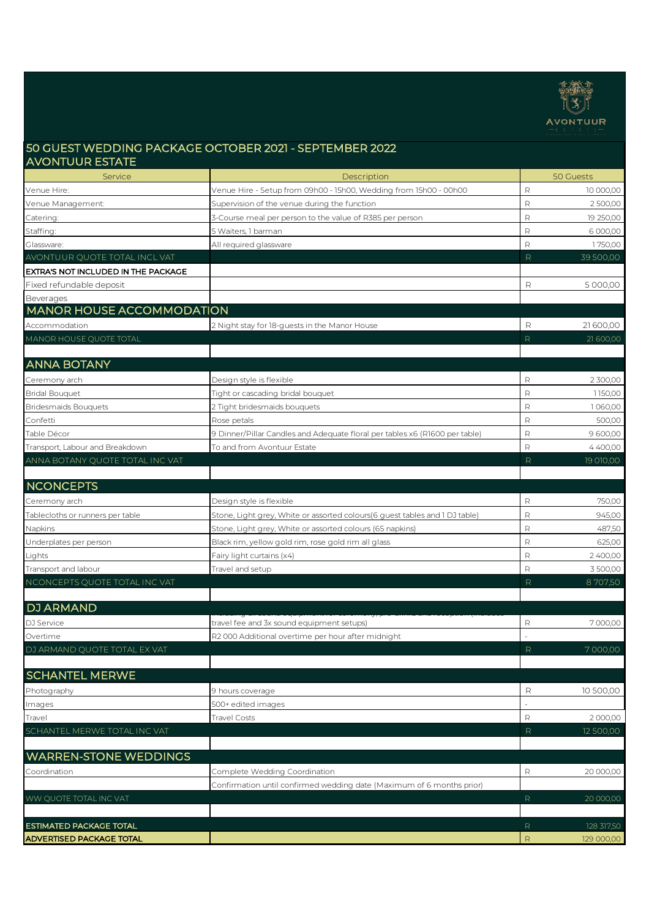# 50 GUEST WEDDING PACKAGE OCTOBER 2021 - SEPTEMBER 2022

## AVONTUUR ESTATE

| Service | Description | 50 Guests | |
|---|---|---|---|
| Venue Hire: | Venue Hire - Setup from 09h00 - 15h00, Wedding from 15h00 - 00h00 | R | 10 000,00 |
| Venue Management: | Supervision of the venue during the function | R | 2 500,00 |
| Catering: | 3-Course meal per person to the value of R385 per person | R | 19 250,00 |
| Staffing: | 5 Waiters, 1 barman | R | 6 000,00 |
| Glassware: | All required glassware | R | 1 750,00 |
| AVONTUUR QUOTE TOTAL INCL VAT | | R | 39 500,00 |
| **EXTRA'S NOT INCLUDED IN THE PACKAGE** | | | |
| Fixed refundable deposit | | R | 5 000,00 |
| Beverages | | | |
| **MANOR HOUSE ACCOMMODATION** | | | |
| Accommodation | 2 Night stay for 18-guests in the Manor House | R | 21 600,00 |
| MANOR HOUSE QUOTE TOTAL | | R | 21 600,00 |
| **ANNA BOTANY** | | | |
| Ceremony arch | Design style is flexible | R | 2 300,00 |
| Bridal Bouquet | Tight or cascading bridal bouquet | R | 1 150,00 |
| Bridesmaids Bouquets | 2 Tight bridesmaids bouquets | R | 1 060,00 |
| Confetti | Rose petals | R | 500,00 |
| Table Décor | 9 Dinner/Pillar Candles and Adequate floral per tables x6 (R1600 per table) | R | 9 600,00 |
| Transport, Labour and Breakdown | To and from Avontuur Estate | R | 4 400,00 |
| ANNA BOTANY QUOTE TOTAL INC VAT | | R | 19 010,00 |
| **NCONCEPTS** | | | |
| Ceremony arch | Design style is flexible | R | 750,00 |
| Tablecloths or runners per table | Stone, Light grey, White or assorted colours(6 guest tables and 1 DJ table) | R | 945,00 |
| Napkins | Stone, Light grey, White or assorted colours (65 napkins) | R | 487,50 |
| Underplates per person | Black rim, yellow gold rim, rose gold rim all glass | R | 625,00 |
| Lights | Fairy light curtains (x4) | R | 2 400,00 |
| Transport and labour | Travel and setup | R | 3 500,00 |
| NCONCEPTS QUOTE TOTAL INC VAT | | R | 8 707,50 |
| **DJ ARMAND** | | | |
| DJ Service | Including all sound equipment for ceremony, pre-drinks and reception (includes travel fee and 3x sound equipment setups) | R | 7 000,00 |
| Overtime | R2 000 Additional overtime per hour after midnight | - | |
| DJ ARMAND QUOTE TOTAL EX VAT | | R | 7 000,00 |
| **SCHANTEL MERWE** | | | |
| Photography | 9 hours coverage | R | 10 500,00 |
| Images | 500+ edited images | - | |
| Travel | Travel Costs | R | 2 000,00 |
| SCHANTEL MERWE TOTAL INC VAT | | R | 12 500,00 |
| **WARREN-STONE WEDDINGS** | | | |
| Coordination | Complete Wedding Coordination | R | 20 000,00 |
| | Confirmation until confirmed wedding date (Maximum of 6 months prior) | | |
| WW QUOTE TOTAL INC VAT | | R | 20 000,00 |
| **ESTIMATED PACKAGE TOTAL** | | R | 128 317,50 |
| **ADVERTISED PACKAGE TOTAL** | | R | 129 000,00 |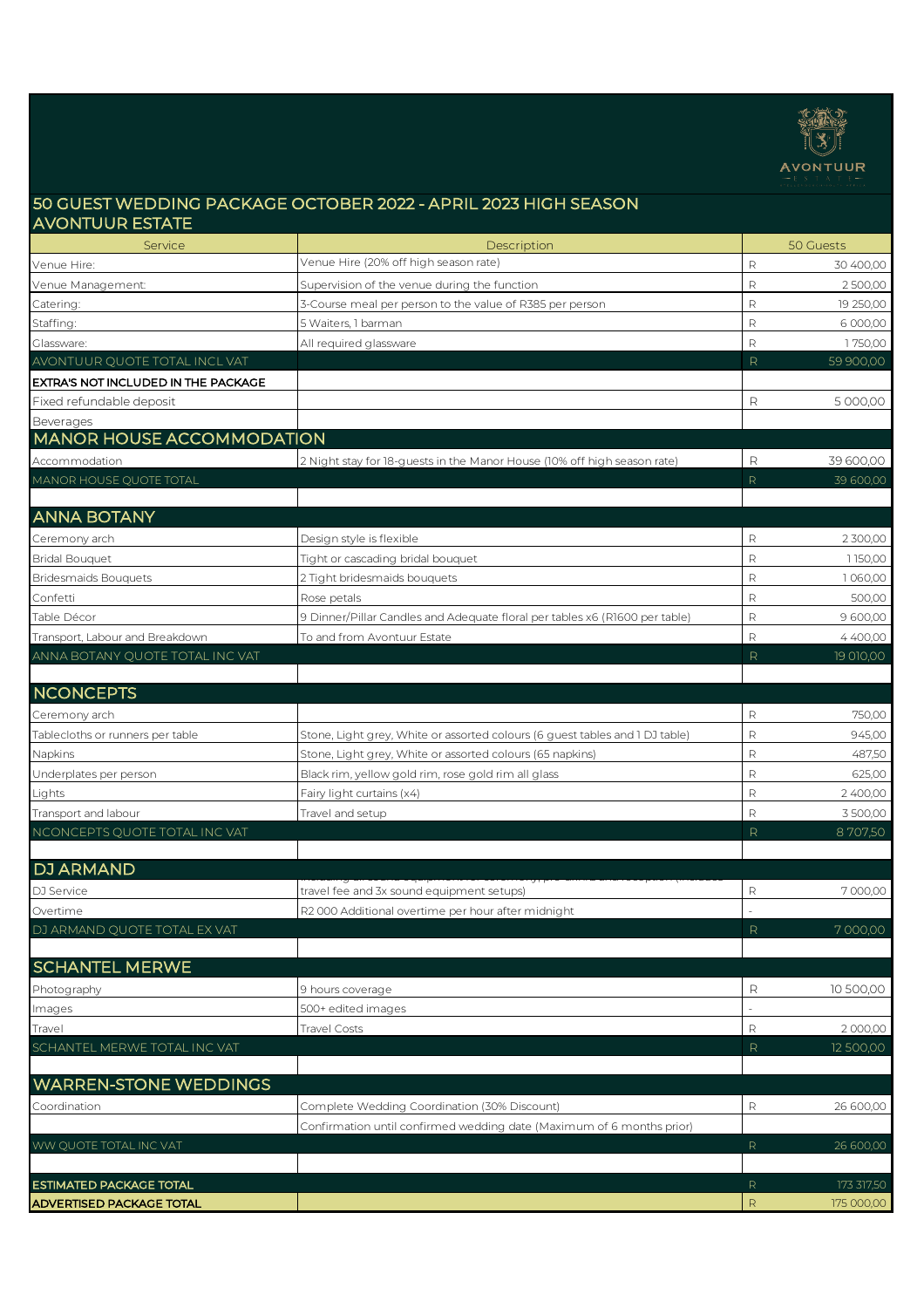## 50 GUEST WEDDING PACKAGE OCTOBER 2022 - APRIL 2023 HIGH SEASON
## AVONTUUR ESTATE

| Service | Description | | 50 Guests |
|---|---|---|---|
| Venue Hire: | Venue Hire (20% off high season rate) | R | 30 400,00 |
| Venue Management: | Supervision of the venue during the function | R | 2 500,00 |
| Catering: | 3-Course meal per person to the value of R385 per person | R | 19 250,00 |
| Staffing: | 5 Waiters, 1 barman | R | 6 000,00 |
| Glassware: | All required glassware | R | 1 750,00 |
| AVONTUUR QUOTE TOTAL INCL VAT | | R | 59 900,00 |
| **EXTRA'S NOT INCLUDED IN THE PACKAGE** | | | |
| Fixed refundable deposit | | R | 5 000,00 |
| Beverages | | | |
| **MANOR HOUSE ACCOMMODATION** | | | |
| Accommodation | 2 Night stay for 18-guests in the Manor House (10% off high season rate) | R | 39 600,00 |
| MANOR HOUSE QUOTE TOTAL | | R | 39 600,00 |
| | | | |
| **ANNA BOTANY** | | | |
| Ceremony arch | Design style is flexible | R | 2 300,00 |
| Bridal Bouquet | Tight or cascading bridal bouquet | R | 1 150,00 |
| Bridesmaids Bouquets | 2 Tight bridesmaids bouquets | R | 1 060,00 |
| Confetti | Rose petals | R | 500,00 |
| Table Décor | 9 Dinner/Pillar Candles and Adequate floral per tables x6 (R1600 per table) | R | 9 600,00 |
| Transport, Labour and Breakdown | To and from Avontuur Estate | R | 4 400,00 |
| ANNA BOTANY QUOTE TOTAL INC VAT | | R | 19 010,00 |
| | | | |
| **NCONCEPTS** | | | |
| Ceremony arch | | R | 750,00 |
| Tablecloths or runners per table | Stone, Light grey, White or assorted colours (6 guest tables and 1 DJ table) | R | 945,00 |
| Napkins | Stone, Light grey, White or assorted colours (65 napkins) | R | 487,50 |
| Underplates per person | Black rim, yellow gold rim, rose gold rim all glass | R | 625,00 |
| Lights | Fairy light curtains (x4) | R | 2 400,00 |
| Transport and labour | Travel and setup | R | 3 500,00 |
| NCONCEPTS QUOTE TOTAL INC VAT | | R | 8 707,50 |
| | | | |
| **DJ ARMAND** | | | |
| DJ Service | travel fee and 3x sound equipment setups) | R | 7 000,00 |
| Overtime | R2 000 Additional overtime per hour after midnight | - | |
| DJ ARMAND QUOTE TOTAL EX VAT | | R | 7 000,00 |
| | | | |
| **SCHANTEL MERWE** | | | |
| Photography | 9 hours coverage | R | 10 500,00 |
| Images | 500+ edited images | - | |
| Travel | Travel Costs | R | 2 000,00 |
| SCHANTEL MERWE TOTAL INC VAT | | R | 12 500,00 |
| | | | |
| **WARREN-STONE WEDDINGS** | | | |
| Coordination | Complete Wedding Coordination (30% Discount) | R | 26 600,00 |
| | Confirmation until confirmed wedding date (Maximum of 6 months prior) | | |
| WW QUOTE TOTAL INC VAT | | R | 26 600,00 |
| | | | |
| **ESTIMATED PACKAGE TOTAL** | | R | 173 317,50 |
| **ADVERTISED PACKAGE TOTAL** | | R | 175 000,00 |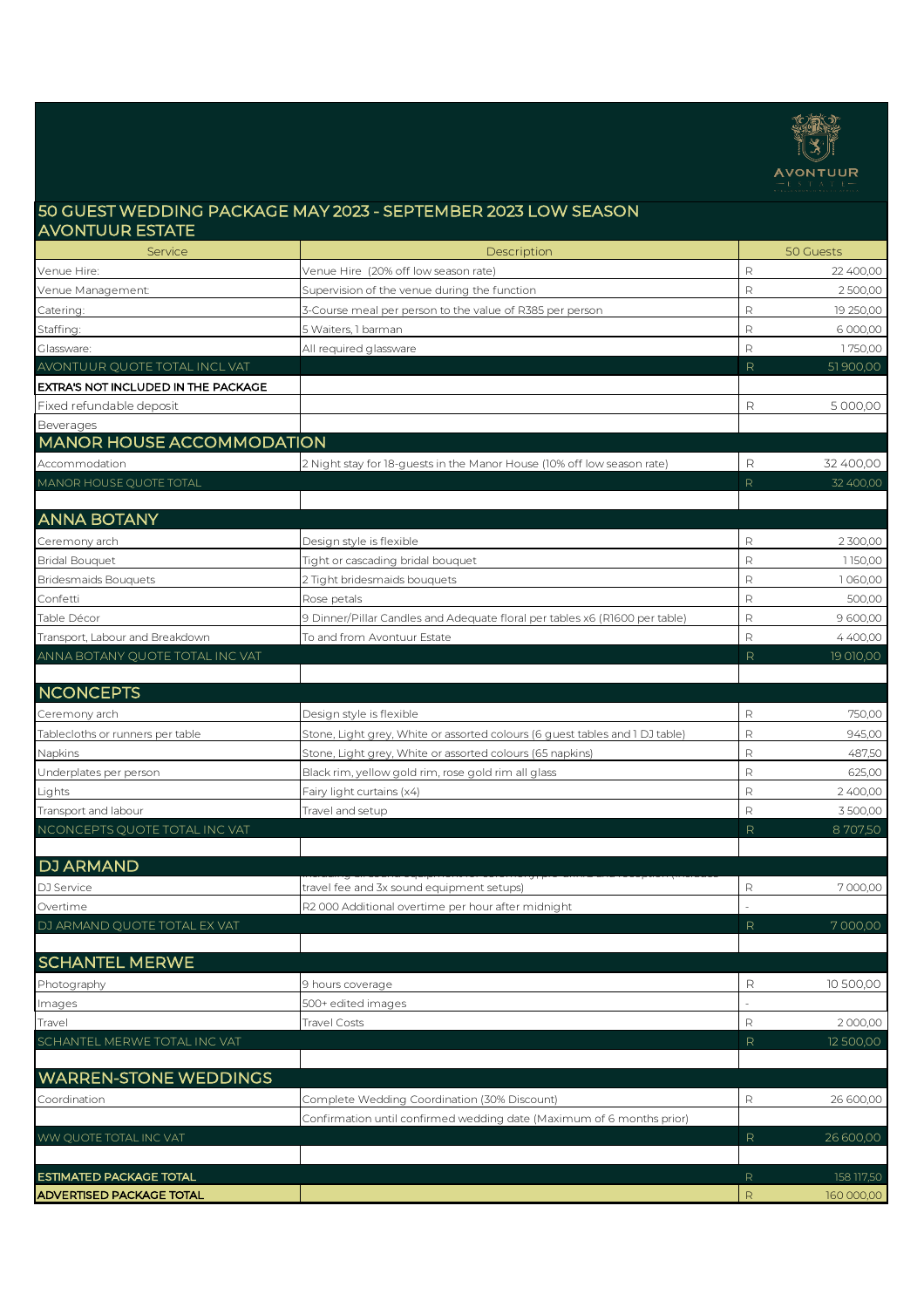# 50 GUEST WEDDING PACKAGE MAY 2023 - SEPTEMBER 2023 LOW SEASON AVONTUUR ESTATE

| Service | Description | | 50 Guests |
|---|---|---|---|
| Venue Hire: | Venue Hire (20% off low season rate) | R | 22 400,00 |
| Venue Management: | Supervision of the venue during the function | R | 2 500,00 |
| Catering: | 3-Course meal per person to the value of R385 per person | R | 19 250,00 |
| Staffing: | 5 Waiters, 1 barman | R | 6 000,00 |
| Glassware: | All required glassware | R | 1 750,00 |
| AVONTUUR QUOTE TOTAL INCL VAT | | R | 51 900,00 |
| **EXTRA'S NOT INCLUDED IN THE PACKAGE** | | | |
| Fixed refundable deposit | | R | 5 000,00 |
| Beverages | | | |
| **MANOR HOUSE ACCOMMODATION** | | | |
| Accommodation | 2 Night stay for 18-guests in the Manor House (10% off low season rate) | R | 32 400,00 |
| MANOR HOUSE QUOTE TOTAL | | R | 32 400,00 |
| | | | |
| **ANNA BOTANY** | | | |
| Ceremony arch | Design style is flexible | R | 2 300,00 |
| Bridal Bouquet | Tight or cascading bridal bouquet | R | 1 150,00 |
| Bridesmaids Bouquets | 2 Tight bridesmaids bouquets | R | 1 060,00 |
| Confetti | Rose petals | R | 500,00 |
| Table Décor | 9 Dinner/Pillar Candles and Adequate floral per tables x6 (R1600 per table) | R | 9 600,00 |
| Transport, Labour and Breakdown | To and from Avontuur Estate | R | 4 400,00 |
| ANNA BOTANY QUOTE TOTAL INC VAT | | R | 19 010,00 |
| | | | |
| **NCONCEPTS** | | | |
| Ceremony arch | Design style is flexible | R | 750,00 |
| Tablecloths or runners per table | Stone, Light grey, White or assorted colours (6 guest tables and 1 DJ table) | R | 945,00 |
| Napkins | Stone, Light grey, White or assorted colours (65 napkins) | R | 487,50 |
| Underplates per person | Black rim, yellow gold rim, rose gold rim all glass | R | 625,00 |
| Lights | Fairy light curtains (x4) | R | 2 400,00 |
| Transport and labour | Travel and setup | R | 3 500,00 |
| NCONCEPTS QUOTE TOTAL INC VAT | | R | 8 707,50 |
| | | | |
| **DJ ARMAND** | | | |
| DJ Service | Including all sound equipment for ceremony, pre-drinks and reception (includes travel fee and 3x sound equipment setups) | R | 7 000,00 |
| Overtime | R2 000 Additional overtime per hour after midnight | - | |
| DJ ARMAND QUOTE TOTAL EX VAT | | R | 7 000,00 |
| | | | |
| **SCHANTEL MERWE** | | | |
| Photography | 9 hours coverage | R | 10 500,00 |
| Images | 500+ edited images | - | |
| Travel | Travel Costs | R | 2 000,00 |
| SCHANTEL MERWE TOTAL INC VAT | | R | 12 500,00 |
| | | | |
| **WARREN-STONE WEDDINGS** | | | |
| Coordination | Complete Wedding Coordination (30% Discount) | R | 26 600,00 |
| | Confirmation until confirmed wedding date (Maximum of 6 months prior) | | |
| WW QUOTE TOTAL INC VAT | | R | 26 600,00 |
| | | | |
| **ESTIMATED PACKAGE TOTAL** | | R | 158 117,50 |
| **ADVERTISED PACKAGE TOTAL** | | R | 160 000,00 |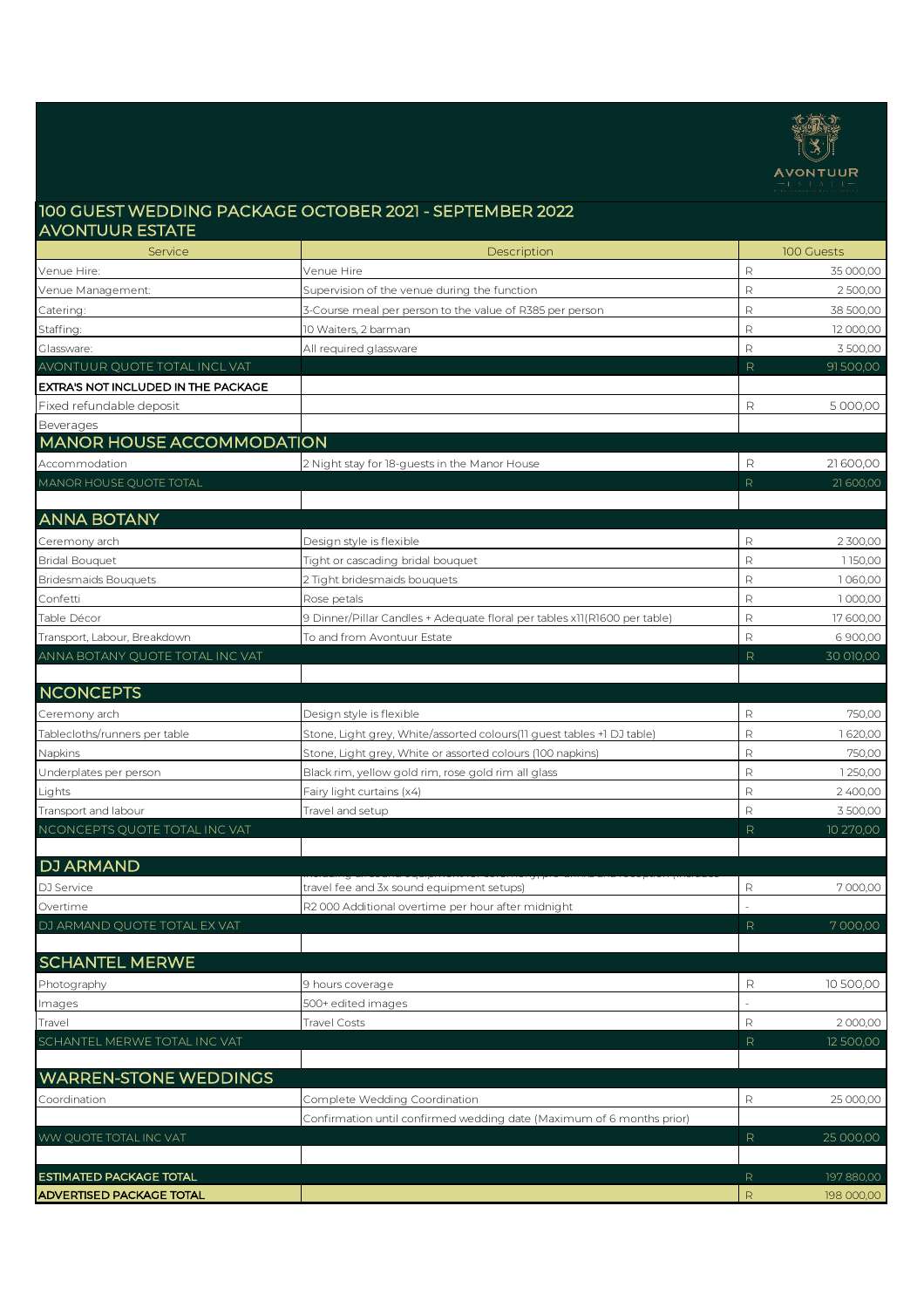# 100 GUEST WEDDING PACKAGE OCTOBER 2021 - SEPTEMBER 2022

## AVONTUUR ESTATE

| Service | Description | | 100 Guests |
|---|---|---|---|
| Venue Hire: | Venue Hire | R | 35 000,00 |
| Venue Management: | Supervision of the venue during the function | R | 2 500,00 |
| Catering: | 3-Course meal per person to the value of R385 per person | R | 38 500,00 |
| Staffing: | 10 Waiters, 2 barman | R | 12 000,00 |
| Glassware: | All required glassware | R | 3 500,00 |
| AVONTUUR QUOTE TOTAL INCL VAT | | R | 91 500,00 |
| **EXTRA'S NOT INCLUDED IN THE PACKAGE** | | | |
| Fixed refundable deposit | | R | 5 000,00 |
| Beverages | | | |
| **MANOR HOUSE ACCOMMODATION** | | | |
| Accommodation | 2 Night stay for 18-guests in the Manor House | R | 21 600,00 |
| MANOR HOUSE QUOTE TOTAL | | R | 21 600,00 |
| | | | |
| **ANNA BOTANY** | | | |
| Ceremony arch | Design style is flexible | R | 2 300,00 |
| Bridal Bouquet | Tight or cascading bridal bouquet | R | 1 150,00 |
| Bridesmaids Bouquets | 2 Tight bridesmaids bouquets | R | 1 060,00 |
| Confetti | Rose petals | R | 1 000,00 |
| Table Décor | 9 Dinner/Pillar Candles + Adequate floral per tables x11(R1600 per table) | R | 17 600,00 |
| Transport, Labour, Breakdown | To and from Avontuur Estate | R | 6 900,00 |
| ANNA BOTANY QUOTE TOTAL INC VAT | | R | 30 010,00 |
| | | | |
| **NCONCEPTS** | | | |
| Ceremony arch | Design style is flexible | R | 750,00 |
| Tablecloths/runners per table | Stone, Light grey, White/assorted colours(11 guest tables +1 DJ table) | R | 1 620,00 |
| Napkins | Stone, Light grey, White or assorted colours (100 napkins) | R | 750,00 |
| Underplates per person | Black rim, yellow gold rim, rose gold rim all glass | R | 1 250,00 |
| Lights | Fairy light curtains (x4) | R | 2 400,00 |
| Transport and labour | Travel and setup | R | 3 500,00 |
| NCONCEPTS QUOTE TOTAL INC VAT | | R | 10 270,00 |
| | | | |
| **DJ ARMAND** | | | |
| DJ Service | Including all sound equipment for ceremony, pre-drinks and reception (includes travel fee and 3x sound equipment setups) | R | 7 000,00 |
| Overtime | R2 000 Additional overtime per hour after midnight | - | |
| DJ ARMAND QUOTE TOTAL EX VAT | | R | 7 000,00 |
| | | | |
| **SCHANTEL MERWE** | | | |
| Photography | 9 hours coverage | R | 10 500,00 |
| Images | 500+ edited images | - | |
| Travel | Travel Costs | R | 2 000,00 |
| SCHANTEL MERWE TOTAL INC VAT | | R | 12 500,00 |
| | | | |
| **WARREN-STONE WEDDINGS** | | | |
| Coordination | Complete Wedding Coordination | R | 25 000,00 |
| | Confirmation until confirmed wedding date (Maximum of 6 months prior) | | |
| WW QUOTE TOTAL INC VAT | | R | 25 000,00 |
| | | | |
| **ESTIMATED PACKAGE TOTAL** | | R | 197 880,00 |
| **ADVERTISED PACKAGE TOTAL** | | R | 198 000,00 |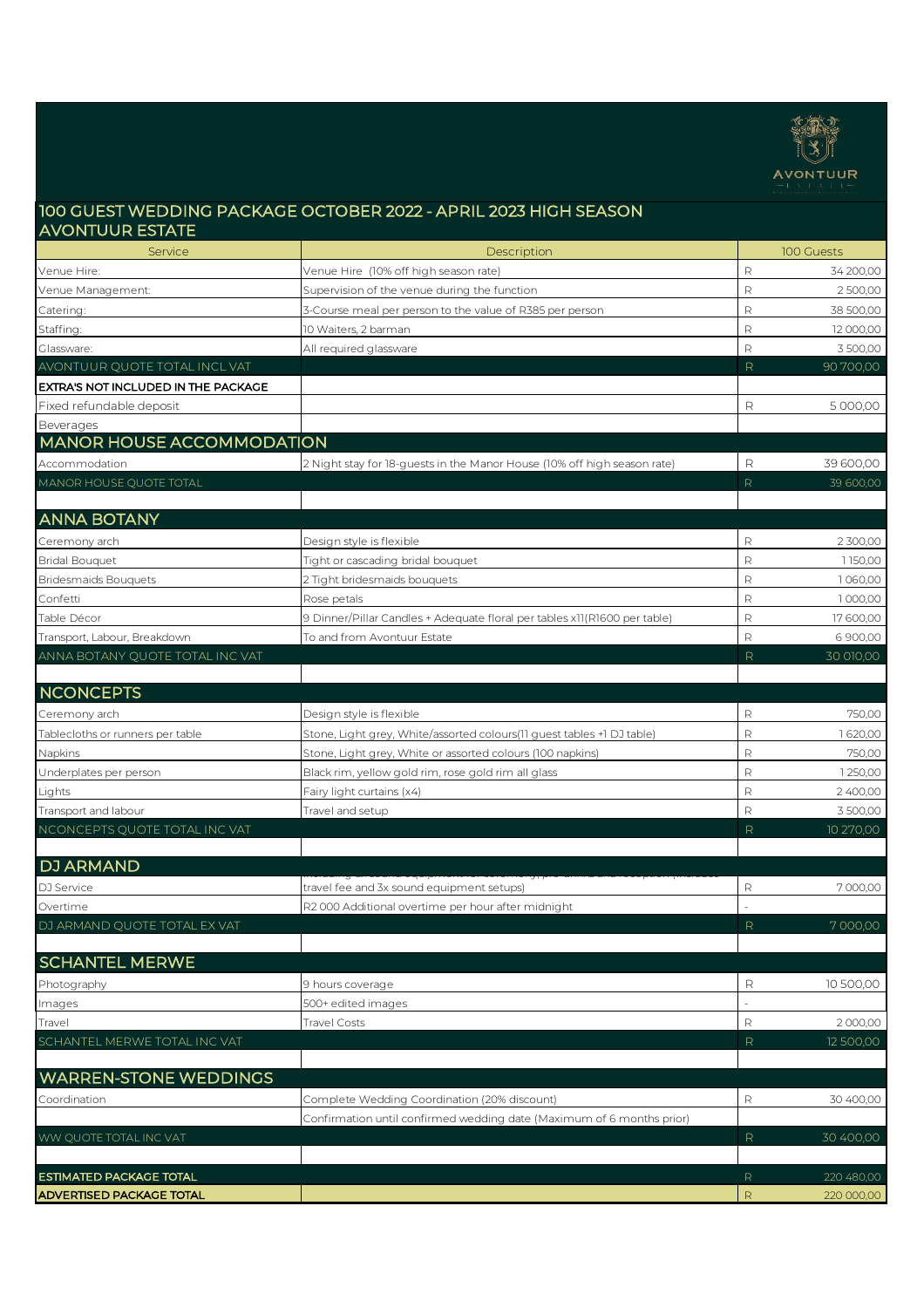AVONTUUR ESTATE

# 100 GUEST WEDDING PACKAGE OCTOBER 2022 - APRIL 2023 HIGH SEASON AVONTUUR ESTATE

| Service | Description | | 100 Guests |
|---|---|---|---|
| Venue Hire: | Venue Hire (10% off high season rate) | R | 34 200,00 |
| Venue Management: | Supervision of the venue during the function | R | 2 500,00 |
| Catering: | 3-Course meal per person to the value of R385 per person | R | 38 500,00 |
| Staffing: | 10 Waiters, 2 barman | R | 12 000,00 |
| Glassware: | All required glassware | R | 3 500,00 |
| AVONTUUR QUOTE TOTAL INCL VAT | | R | 90 700,00 |
| **EXTRA'S NOT INCLUDED IN THE PACKAGE** | | | |
| Fixed refundable deposit | | R | 5 000,00 |
| Beverages | | | |
| **MANOR HOUSE ACCOMMODATION** | | | |
| Accommodation | 2 Night stay for 18-guests in the Manor House (10% off high season rate) | R | 39 600,00 |
| MANOR HOUSE QUOTE TOTAL | | R | 39 600,00 |
| | | | |
| **ANNA BOTANY** | | | |
| Ceremony arch | Design style is flexible | R | 2 300,00 |
| Bridal Bouquet | Tight or cascading bridal bouquet | R | 1 150,00 |
| Bridesmaids Bouquets | 2 Tight bridesmaids bouquets | R | 1 060,00 |
| Confetti | Rose petals | R | 1 000,00 |
| Table Décor | 9 Dinner/Pillar Candles + Adequate floral per tables x11(R1600 per table) | R | 17 600,00 |
| Transport, Labour, Breakdown | To and from Avontuur Estate | R | 6 900,00 |
| ANNA BOTANY QUOTE TOTAL INC VAT | | R | 30 010,00 |
| | | | |
| **NCONCEPTS** | | | |
| Ceremony arch | Design style is flexible | R | 750,00 |
| Tablecloths or runners per table | Stone, Light grey, White/assorted colours(11 guest tables +1 DJ table) | R | 1 620,00 |
| Napkins | Stone, Light grey, White or assorted colours (100 napkins) | R | 750,00 |
| Underplates per person | Black rim, yellow gold rim, rose gold rim all glass | R | 1 250,00 |
| Lights | Fairy light curtains (x4) | R | 2 400,00 |
| Transport and labour | Travel and setup | R | 3 500,00 |
| NCONCEPTS QUOTE TOTAL INC VAT | | R | 10 270,00 |
| | | | |
| **DJ ARMAND** | | | |
| DJ Service | Including all sound equipment for ceremony, pre-drinks and reception (includes travel fee and 3x sound equipment setups) | R | 7 000,00 |
| Overtime | R2 000 Additional overtime per hour after midnight | - | |
| DJ ARMAND QUOTE TOTAL EX VAT | | R | 7 000,00 |
| | | | |
| **SCHANTEL MERWE** | | | |
| Photography | 9 hours coverage | R | 10 500,00 |
| Images | 500+ edited images | - | |
| Travel | Travel Costs | R | 2 000,00 |
| SCHANTEL MERWE TOTAL INC VAT | | R | 12 500,00 |
| | | | |
| **WARREN-STONE WEDDINGS** | | | |
| Coordination | Complete Wedding Coordination (20% discount) | R | 30 400,00 |
| | Confirmation until confirmed wedding date (Maximum of 6 months prior) | | |
| WW QUOTE TOTAL INC VAT | | R | 30 400,00 |
| | | | |
| **ESTIMATED PACKAGE TOTAL** | | R | 220 480,00 |
| **ADVERTISED PACKAGE TOTAL** | | R | 220 000,00 |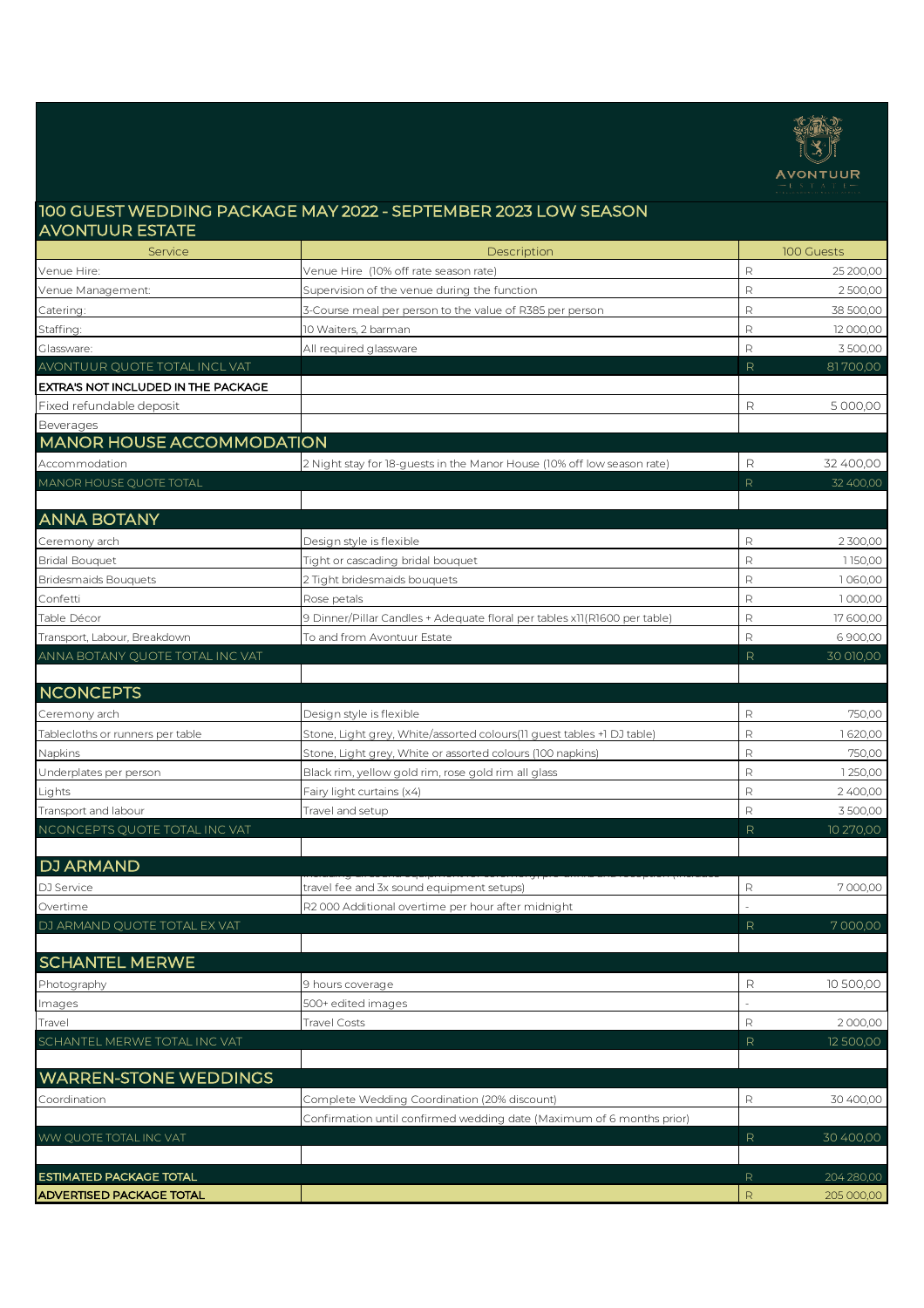AVONTUUR ESTATE

# 100 GUEST WEDDING PACKAGE MAY 2022 - SEPTEMBER 2023 LOW SEASON AVONTUUR ESTATE

| Service | Description | | 100 Guests |
|---|---|---|---|
| Venue Hire: | Venue Hire (10% off rate season rate) | R | 25 200,00 |
| Venue Management: | Supervision of the venue during the function | R | 2 500,00 |
| Catering: | 3-Course meal per person to the value of R385 per person | R | 38 500,00 |
| Staffing: | 10 Waiters, 2 barman | R | 12 000,00 |
| Glassware: | All required glassware | R | 3 500,00 |
| AVONTUUR QUOTE TOTAL INCL VAT | | R | 81 700,00 |
| **EXTRA'S NOT INCLUDED IN THE PACKAGE** | | | |
| Fixed refundable deposit | | R | 5 000,00 |
| Beverages | | | |
| **MANOR HOUSE ACCOMMODATION** | | | |
| Accommodation | 2 Night stay for 18-guests in the Manor House (10% off low season rate) | R | 32 400,00 |
| MANOR HOUSE QUOTE TOTAL | | R | 32 400,00 |
| | | | |
| **ANNA BOTANY** | | | |
| Ceremony arch | Design style is flexible | R | 2 300,00 |
| Bridal Bouquet | Tight or cascading bridal bouquet | R | 1 150,00 |
| Bridesmaids Bouquets | 2 Tight bridesmaids bouquets | R | 1 060,00 |
| Confetti | Rose petals | R | 1 000,00 |
| Table Décor | 9 Dinner/Pillar Candles + Adequate floral per tables x11(R1600 per table) | R | 17 600,00 |
| Transport, Labour, Breakdown | To and from Avontuur Estate | R | 6 900,00 |
| ANNA BOTANY QUOTE TOTAL INC VAT | | R | 30 010,00 |
| | | | |
| **NCONCEPTS** | | | |
| Ceremony arch | Design style is flexible | R | 750,00 |
| Tablecloths or runners per table | Stone, Light grey, White/assorted colours(11 guest tables +1 DJ table) | R | 1 620,00 |
| Napkins | Stone, Light grey, White or assorted colours (100 napkins) | R | 750,00 |
| Underplates per person | Black rim, yellow gold rim, rose gold rim all glass | R | 1 250,00 |
| Lights | Fairy light curtains (x4) | R | 2 400,00 |
| Transport and labour | Travel and setup | R | 3 500,00 |
| NCONCEPTS QUOTE TOTAL INC VAT | | R | 10 270,00 |
| | | | |
| **DJ ARMAND** | | | |
| DJ Service | Including all sound equipment for ceremony, pre-drinks and reception (includes travel fee and 3x sound equipment setups) | R | 7 000,00 |
| Overtime | R2 000 Additional overtime per hour after midnight | - | |
| DJ ARMAND QUOTE TOTAL EX VAT | | R | 7 000,00 |
| | | | |
| **SCHANTEL MERWE** | | | |
| Photography | 9 hours coverage | R | 10 500,00 |
| Images | 500+ edited images | - | |
| Travel | Travel Costs | R | 2 000,00 |
| SCHANTEL MERWE TOTAL INC VAT | | R | 12 500,00 |
| | | | |
| **WARREN-STONE WEDDINGS** | | | |
| Coordination | Complete Wedding Coordination (20% discount) | R | 30 400,00 |
| | Confirmation until confirmed wedding date (Maximum of 6 months prior) | | |
| WW QUOTE TOTAL INC VAT | | R | 30 400,00 |
| | | | |
| **ESTIMATED PACKAGE TOTAL** | | R | 204 280,00 |
| **ADVERTISED PACKAGE TOTAL** | | R | 205 000,00 |